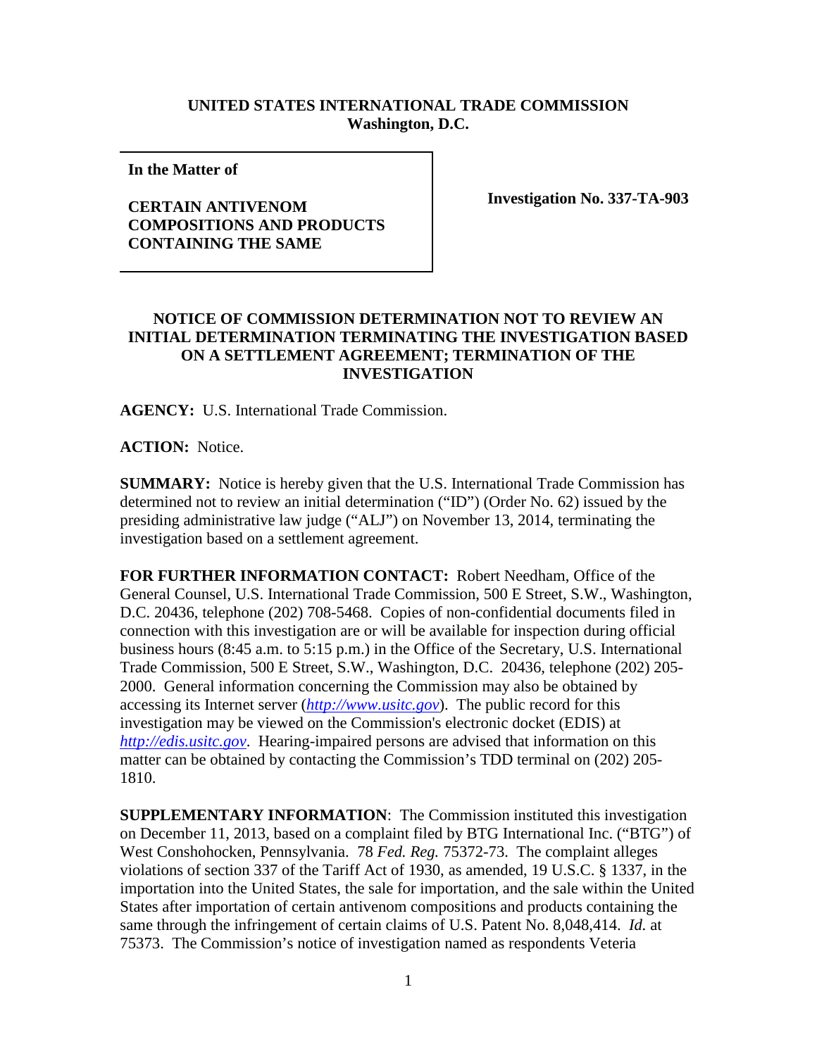**UNITED STATES INTERNATIONAL TRADE COMMISSION**
**Washington, D.C.**

| In the Matter of | |
|---|---|
| **CERTAIN ANTIVENOM COMPOSITIONS AND PRODUCTS CONTAINING THE SAME** | **Investigation No. 337-TA-903** |

## NOTICE OF COMMISSION DETERMINATION NOT TO REVIEW AN INITIAL DETERMINATION TERMINATING THE INVESTIGATION BASED ON A SETTLEMENT AGREEMENT; TERMINATION OF THE INVESTIGATION

**AGENCY:** U.S. International Trade Commission.

**ACTION:** Notice.

**SUMMARY:** Notice is hereby given that the U.S. International Trade Commission has determined not to review an initial determination ("ID") (Order No. 62) issued by the presiding administrative law judge ("ALJ") on November 13, 2014, terminating the investigation based on a settlement agreement.

**FOR FURTHER INFORMATION CONTACT:** Robert Needham, Office of the General Counsel, U.S. International Trade Commission, 500 E Street, S.W., Washington, D.C. 20436, telephone (202) 708-5468. Copies of non-confidential documents filed in connection with this investigation are or will be available for inspection during official business hours (8:45 a.m. to 5:15 p.m.) in the Office of the Secretary, U.S. International Trade Commission, 500 E Street, S.W., Washington, D.C. 20436, telephone (202) 205-2000. General information concerning the Commission may also be obtained by accessing its Internet server (*http://www.usitc.gov*). The public record for this investigation may be viewed on the Commission's electronic docket (EDIS) at *http://edis.usitc.gov*. Hearing-impaired persons are advised that information on this matter can be obtained by contacting the Commission's TDD terminal on (202) 205-1810.

**SUPPLEMENTARY INFORMATION**: The Commission instituted this investigation on December 11, 2013, based on a complaint filed by BTG International Inc. ("BTG") of West Conshohocken, Pennsylvania. 78 *Fed. Reg.* 75372-73. The complaint alleges violations of section 337 of the Tariff Act of 1930, as amended, 19 U.S.C. § 1337, in the importation into the United States, the sale for importation, and the sale within the United States after importation of certain antivenom compositions and products containing the same through the infringement of certain claims of U.S. Patent No. 8,048,414. *Id.* at 75373. The Commission's notice of investigation named as respondents Veteria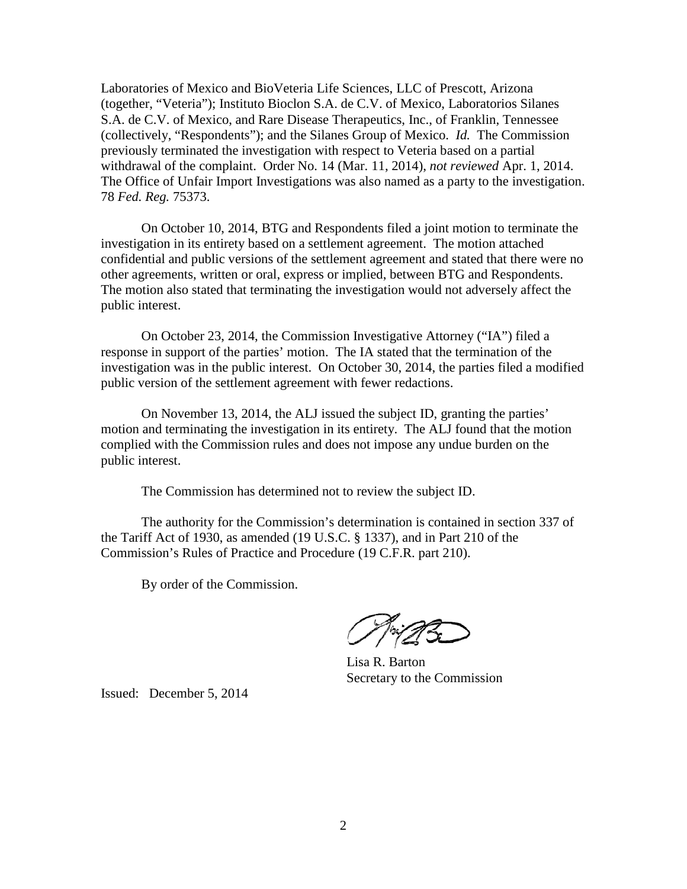Laboratories of Mexico and BioVeteria Life Sciences, LLC of Prescott, Arizona (together, "Veteria"); Instituto Bioclon S.A. de C.V. of Mexico, Laboratorios Silanes S.A. de C.V. of Mexico, and Rare Disease Therapeutics, Inc., of Franklin, Tennessee (collectively, "Respondents"); and the Silanes Group of Mexico. *Id.* The Commission previously terminated the investigation with respect to Veteria based on a partial withdrawal of the complaint. Order No. 14 (Mar. 11, 2014), *not reviewed* Apr. 1, 2014. The Office of Unfair Import Investigations was also named as a party to the investigation. 78 *Fed. Reg.* 75373.

On October 10, 2014, BTG and Respondents filed a joint motion to terminate the investigation in its entirety based on a settlement agreement. The motion attached confidential and public versions of the settlement agreement and stated that there were no other agreements, written or oral, express or implied, between BTG and Respondents. The motion also stated that terminating the investigation would not adversely affect the public interest.

On October 23, 2014, the Commission Investigative Attorney ("IA") filed a response in support of the parties' motion. The IA stated that the termination of the investigation was in the public interest. On October 30, 2014, the parties filed a modified public version of the settlement agreement with fewer redactions.

On November 13, 2014, the ALJ issued the subject ID, granting the parties' motion and terminating the investigation in its entirety. The ALJ found that the motion complied with the Commission rules and does not impose any undue burden on the public interest.

The Commission has determined not to review the subject ID.

The authority for the Commission's determination is contained in section 337 of the Tariff Act of 1930, as amended (19 U.S.C. § 1337), and in Part 210 of the Commission's Rules of Practice and Procedure (19 C.F.R. part 210).

By order of the Commission.

Lisa R. Barton
Secretary to the Commission

Issued: December 5, 2014